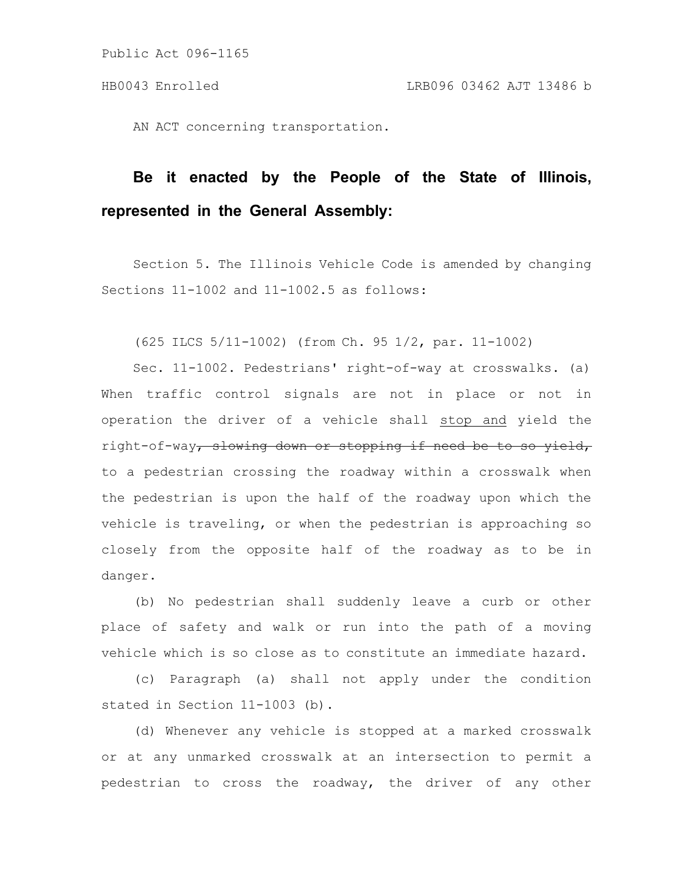AN ACT concerning transportation.

**Be it enacted by the People of the State of Illinois, represented in the General Assembly:**

Section 5. The Illinois Vehicle Code is amended by changing Sections 11-1002 and 11-1002.5 as follows:

(625 ILCS 5/11-1002) (from Ch. 95 1/2, par. 11-1002)

Sec. 11-1002. Pedestrians' right-of-way at crosswalks. (a) When traffic control signals are not in place or not in operation the driver of a vehicle shall <u>stop and</u> yield the right-of-way~~, slowing down or stopping if need be to so yield,~~ to a pedestrian crossing the roadway within a crosswalk when the pedestrian is upon the half of the roadway upon which the vehicle is traveling, or when the pedestrian is approaching so closely from the opposite half of the roadway as to be in danger.

(b) No pedestrian shall suddenly leave a curb or other place of safety and walk or run into the path of a moving vehicle which is so close as to constitute an immediate hazard.

(c) Paragraph (a) shall not apply under the condition stated in Section 11-1003 (b).

(d) Whenever any vehicle is stopped at a marked crosswalk or at any unmarked crosswalk at an intersection to permit a pedestrian to cross the roadway, the driver of any other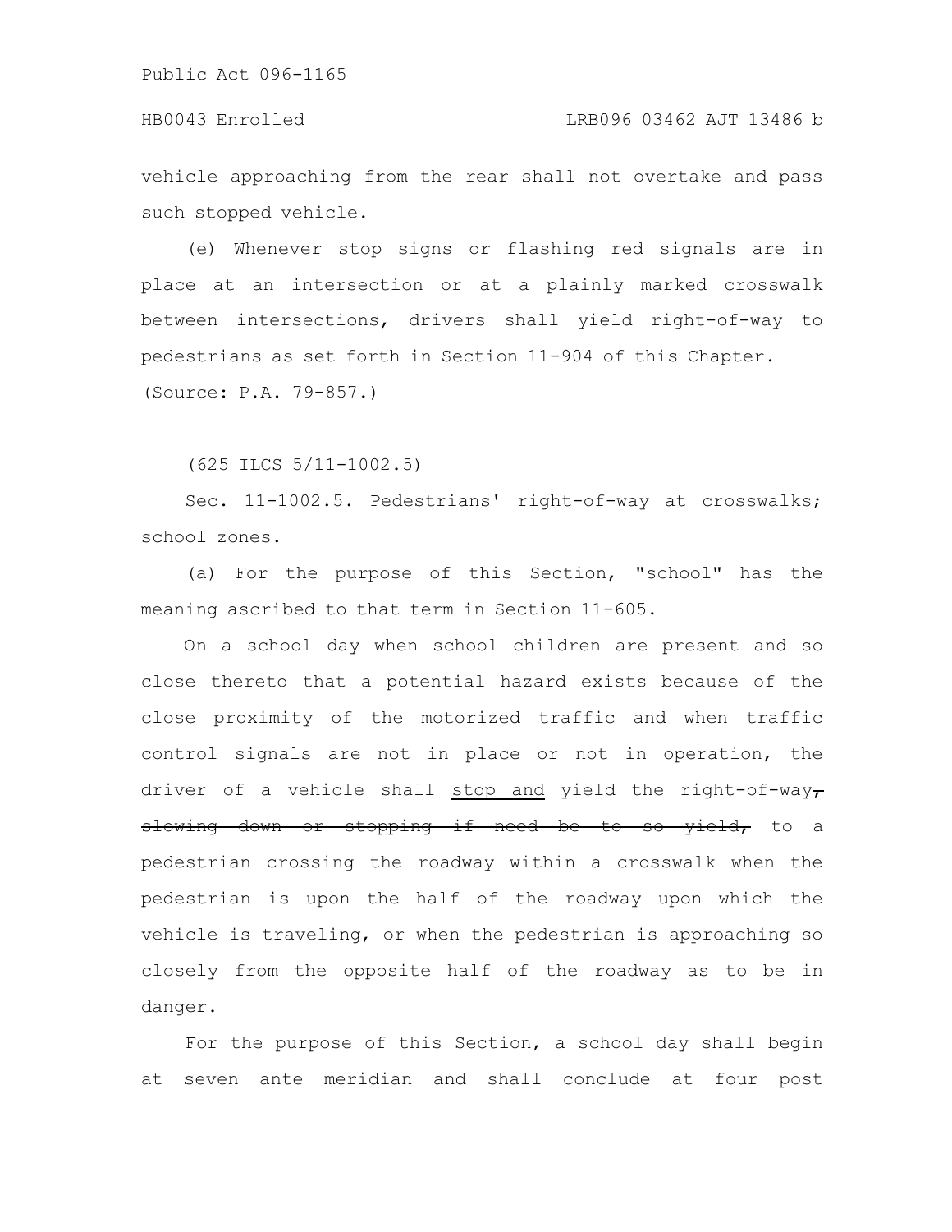vehicle approaching from the rear shall not overtake and pass such stopped vehicle.

(e) Whenever stop signs or flashing red signals are in place at an intersection or at a plainly marked crosswalk between intersections, drivers shall yield right-of-way to pedestrians as set forth in Section 11-904 of this Chapter.

(Source: P.A. 79-857.)

(625 ILCS 5/11-1002.5)

Sec. 11-1002.5. Pedestrians' right-of-way at crosswalks; school zones.

(a) For the purpose of this Section, "school" has the meaning ascribed to that term in Section 11-605.

On a school day when school children are present and so close thereto that a potential hazard exists because of the close proximity of the motorized traffic and when traffic control signals are not in place or not in operation, the driver of a vehicle shall <u>stop and</u> yield the right-of-way~~,~~ ~~slowing down or stopping if need be to so yield,~~ to a pedestrian crossing the roadway within a crosswalk when the pedestrian is upon the half of the roadway upon which the vehicle is traveling, or when the pedestrian is approaching so closely from the opposite half of the roadway as to be in danger.

For the purpose of this Section, a school day shall begin at seven ante meridian and shall conclude at four post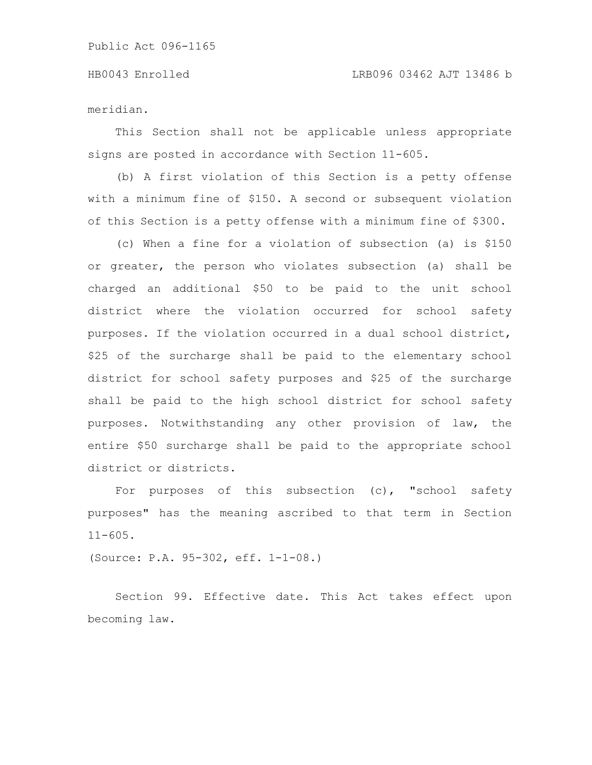meridian.

This Section shall not be applicable unless appropriate signs are posted in accordance with Section 11-605.

(b) A first violation of this Section is a petty offense with a minimum fine of $150. A second or subsequent violation of this Section is a petty offense with a minimum fine of $300.

(c) When a fine for a violation of subsection (a) is $150 or greater, the person who violates subsection (a) shall be charged an additional $50 to be paid to the unit school district where the violation occurred for school safety purposes. If the violation occurred in a dual school district, $25 of the surcharge shall be paid to the elementary school district for school safety purposes and $25 of the surcharge shall be paid to the high school district for school safety purposes. Notwithstanding any other provision of law, the entire $50 surcharge shall be paid to the appropriate school district or districts.

For purposes of this subsection (c), "school safety purposes" has the meaning ascribed to that term in Section 11-605.

(Source: P.A. 95-302, eff. 1-1-08.)

Section 99. Effective date. This Act takes effect upon becoming law.